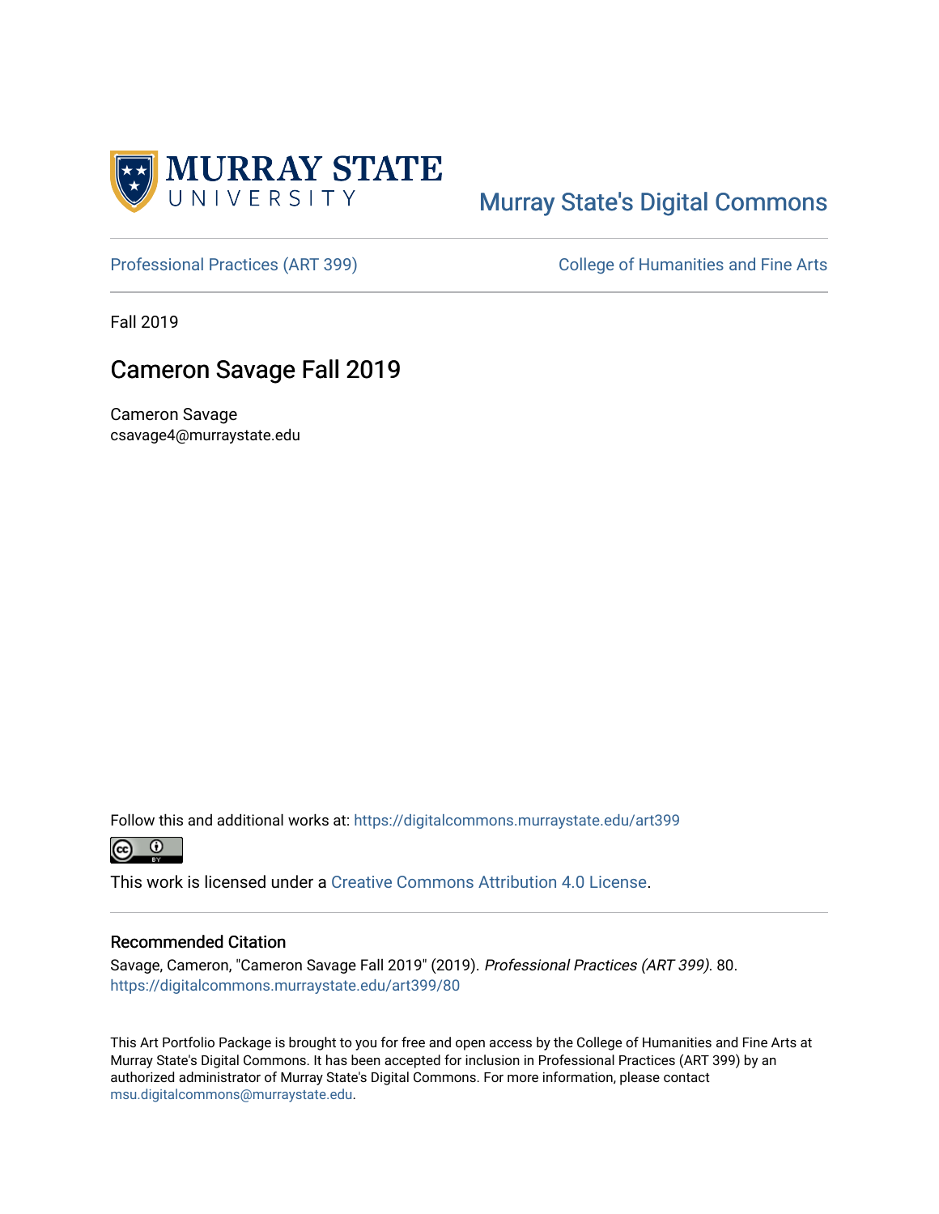MURRAY STATE UNIVERSITY

Murray State's Digital Commons

Professional Practices (ART 399) | College of Humanities and Fine Arts

Fall 2019

# Cameron Savage Fall 2019

Cameron Savage
csavage4@murraystate.edu

Follow this and additional works at: https://digitalcommons.murraystate.edu/art399

This work is licensed under a Creative Commons Attribution 4.0 License.

### Recommended Citation

Savage, Cameron, "Cameron Savage Fall 2019" (2019). *Professional Practices (ART 399)*. 80.
https://digitalcommons.murraystate.edu/art399/80

This Art Portfolio Package is brought to you for free and open access by the College of Humanities and Fine Arts at Murray State's Digital Commons. It has been accepted for inclusion in Professional Practices (ART 399) by an authorized administrator of Murray State's Digital Commons. For more information, please contact msu.digitalcommons@murraystate.edu.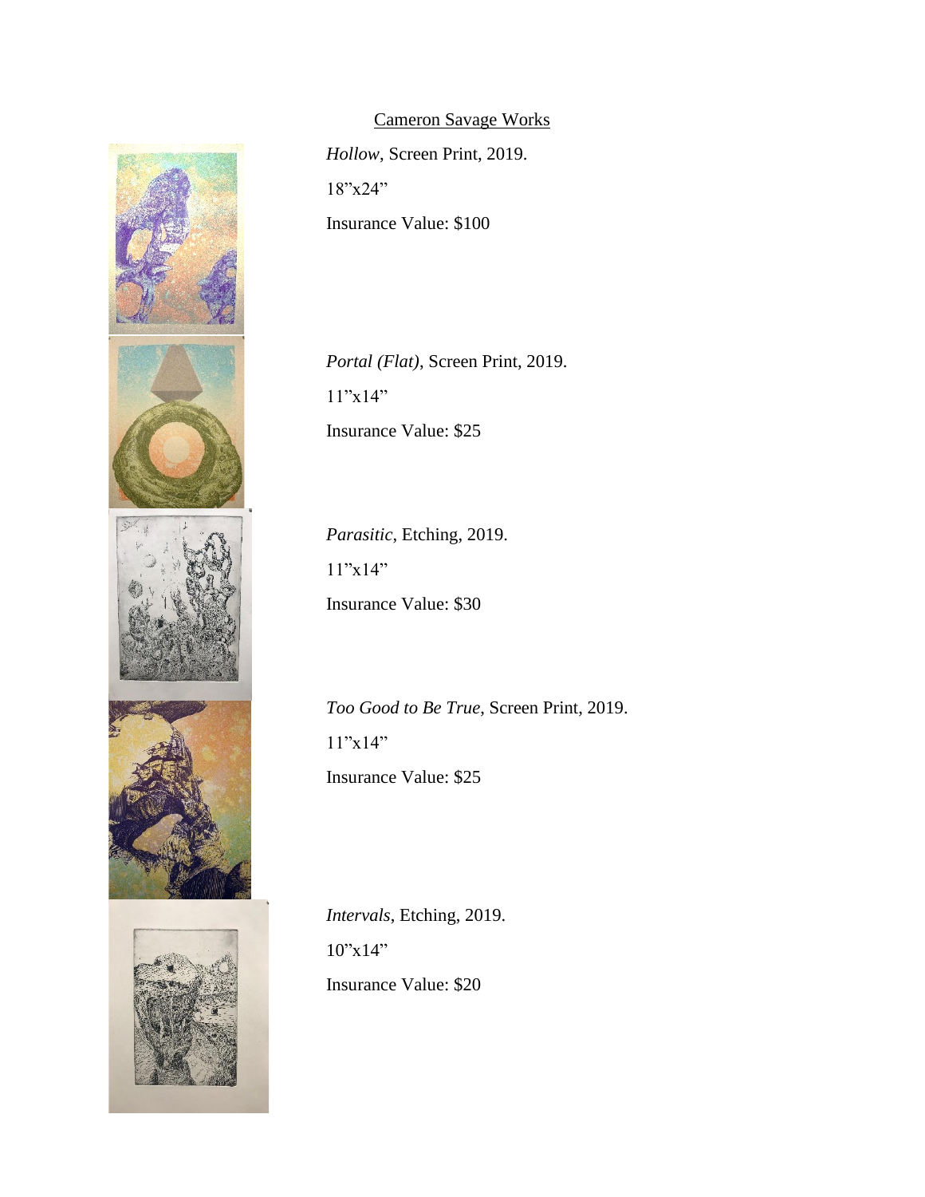Cameron Savage Works

*Hollow*, Screen Print, 2019.

18"x24"

Insurance Value: $100

*Portal (Flat)*, Screen Print, 2019.

11"x14"

Insurance Value: $25

*Parasitic*, Etching, 2019.

11"x14"

Insurance Value: $30

*Too Good to Be True*, Screen Print, 2019.

11"x14"

Insurance Value: $25

*Intervals*, Etching, 2019.

10"x14"

Insurance Value: $20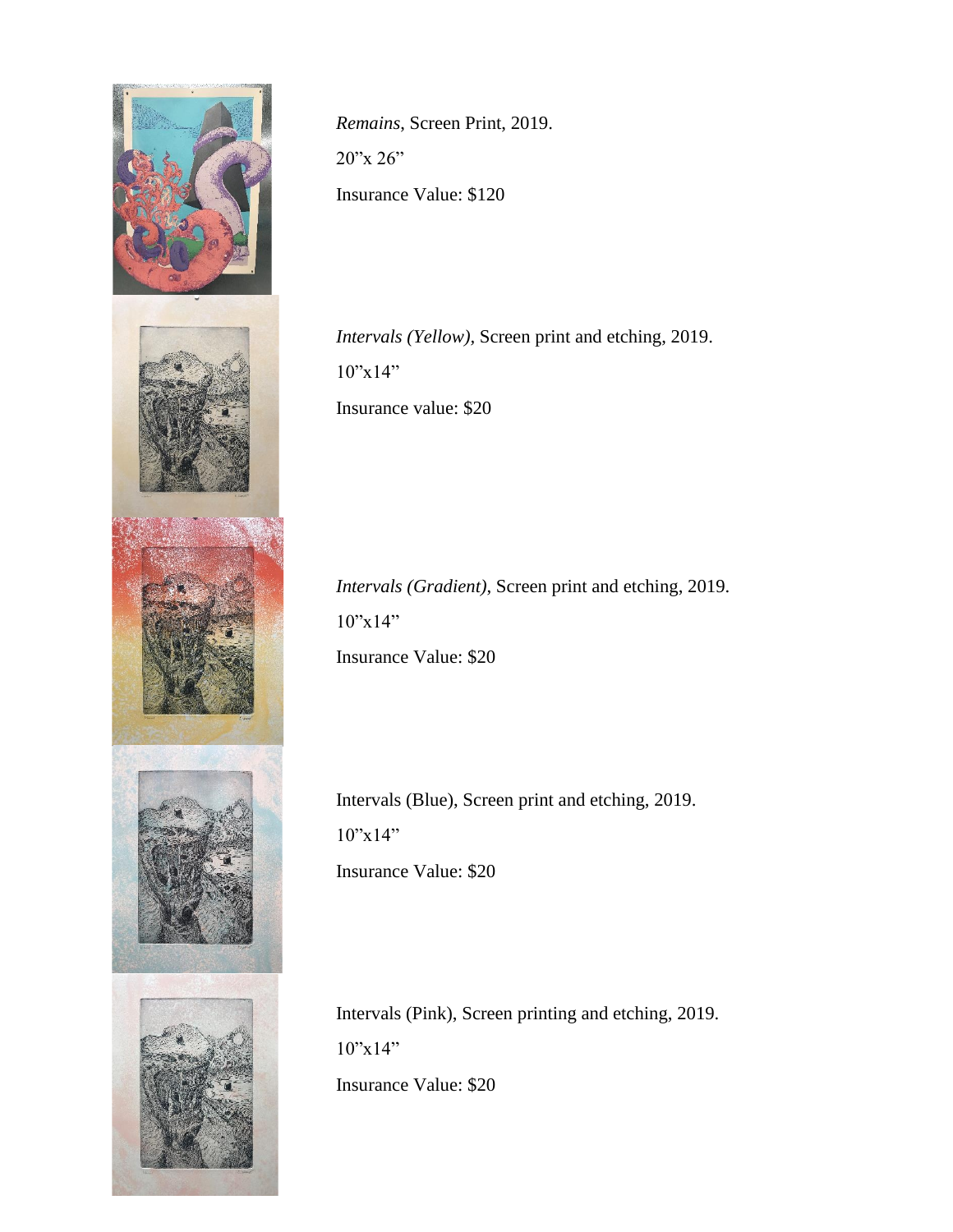*Remains*, Screen Print, 2019.

20"x 26"

Insurance Value: $120

*Intervals (Yellow)*, Screen print and etching, 2019.

10"x14"

Insurance value: $20

*Intervals (Gradient)*, Screen print and etching, 2019.

10"x14"

Insurance Value: $20

Intervals (Blue), Screen print and etching, 2019.

10"x14"

Insurance Value: $20

Intervals (Pink), Screen printing and etching, 2019.

10"x14"

Insurance Value: $20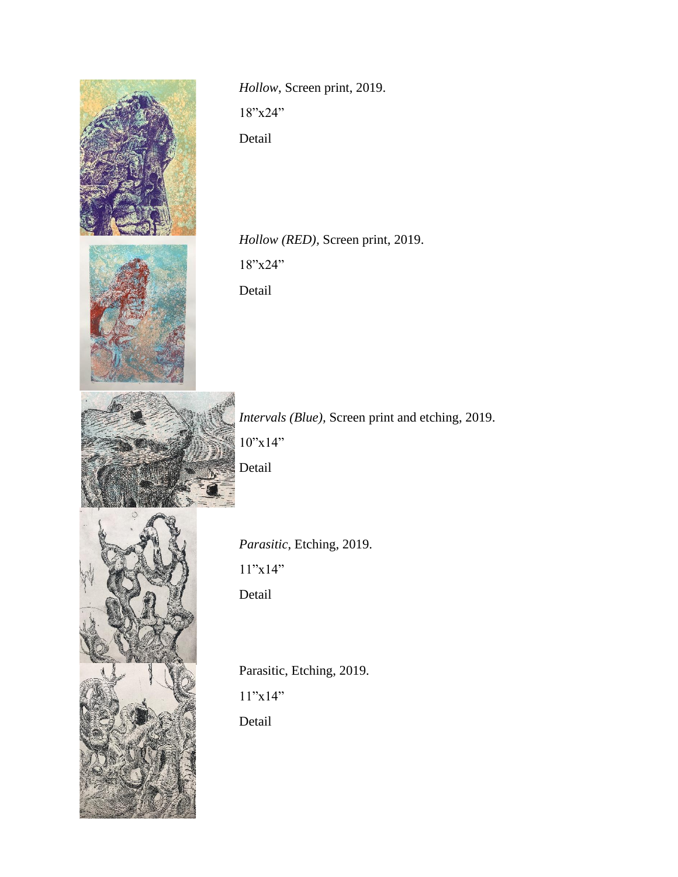*Hollow*, Screen print, 2019.

18"x24"

Detail

*Hollow (RED),* Screen print, 2019.

18"x24"

Detail

*Intervals (Blue),* Screen print and etching, 2019.

10"x14"

Detail

*Parasitic*, Etching, 2019.

11"x14"

Detail

Parasitic, Etching, 2019.

11"x14"

Detail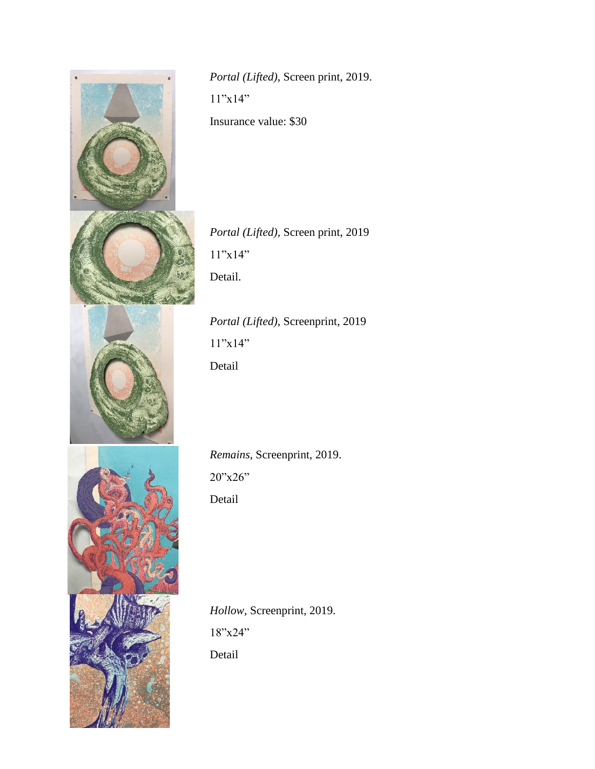*Portal (Lifted),* Screen print, 2019.

11"x14"

Insurance value: $30

*Portal (Lifted),* Screen print, 2019

11"x14"

Detail.

*Portal (Lifted)*, Screenprint, 2019

11"x14"

Detail

*Remains*, Screenprint, 2019.

20"x26"

Detail

*Hollow*, Screenprint, 2019.

18"x24"

Detail